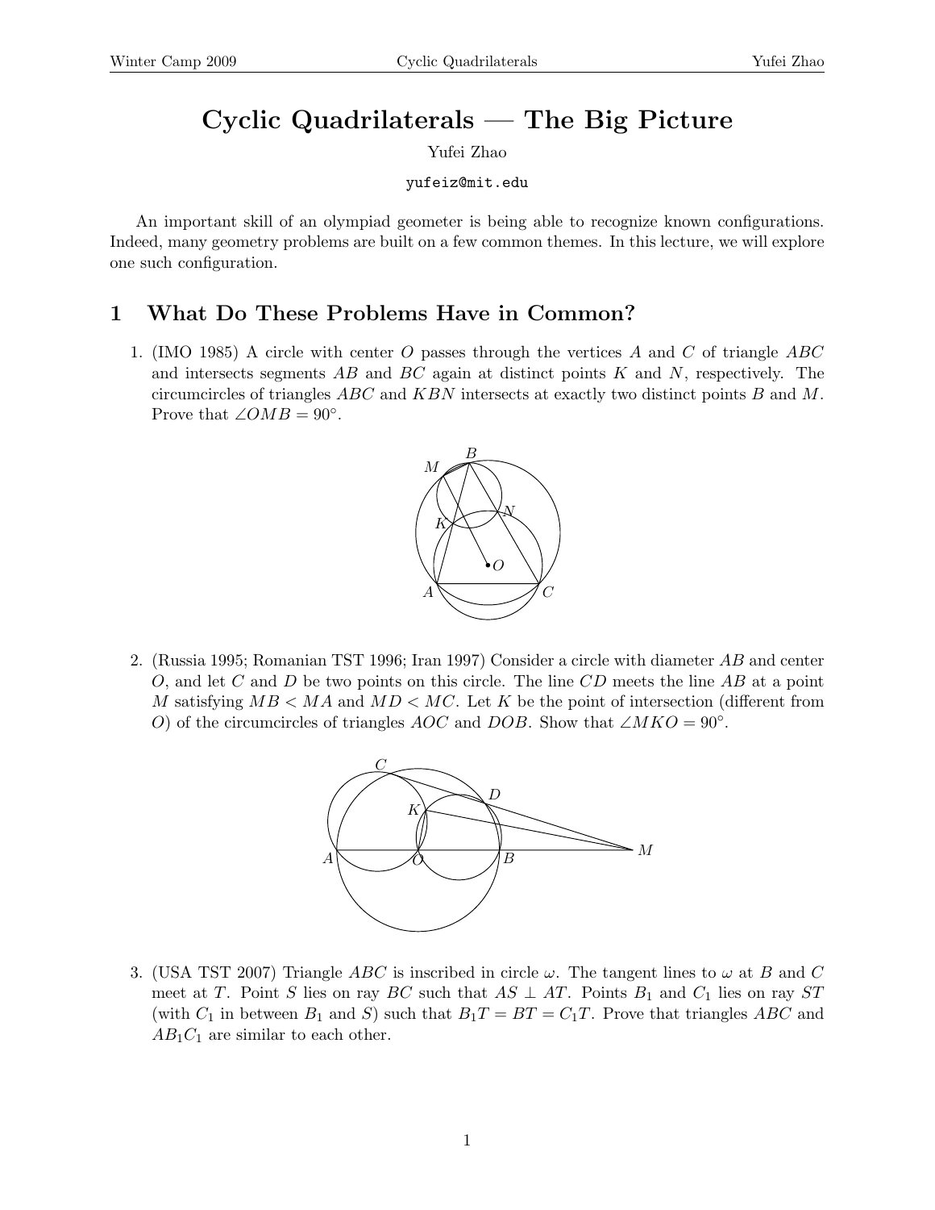# Cyclic Quadrilaterals — The Big Picture

Yufei Zhao

yufeiz@mit.edu

An important skill of an olympiad geometer is being able to recognize known configurations. Indeed, many geometry problems are built on a few common themes. In this lecture, we will explore one such configuration.

## 1 What Do These Problems Have in Common?

1. (IMO 1985) A circle with center $O$ passes through the vertices $A$ and $C$ of triangle $ABC$ and intersects segments $AB$ and $BC$ again at distinct points $K$ and $N$, respectively. The circumcircles of triangles $ABC$ and $KBN$ intersects at exactly two distinct points $B$ and $M$. Prove that $\angle OMB = 90°$.

2. (Russia 1995; Romanian TST 1996; Iran 1997) Consider a circle with diameter $AB$ and center $O$, and let $C$ and $D$ be two points on this circle. The line $CD$ meets the line $AB$ at a point $M$ satisfying $MB < MA$ and $MD < MC$. Let $K$ be the point of intersection (different from $O$) of the circumcircles of triangles $AOC$ and $DOB$. Show that $\angle MKO = 90°$.

3. (USA TST 2007) Triangle $ABC$ is inscribed in circle $\omega$. The tangent lines to $\omega$ at $B$ and $C$ meet at $T$. Point $S$ lies on ray $BC$ such that $AS \perp AT$. Points $B_1$ and $C_1$ lies on ray $ST$ (with $C_1$ in between $B_1$ and $S$) such that $B_1T = BT = C_1T$. Prove that triangles $ABC$ and $AB_1C_1$ are similar to each other.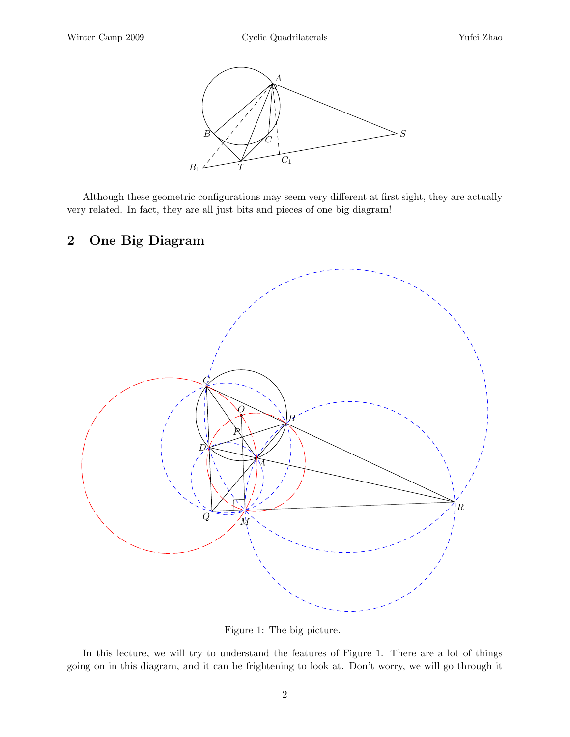Although these geometric configurations may seem very different at first sight, they are actually very related. In fact, they are all just bits and pieces of one big diagram!

## 2 One Big Diagram

Figure 1: The big picture.

In this lecture, we will try to understand the features of Figure 1. There are a lot of things going on in this diagram, and it can be frightening to look at. Don't worry, we will go through it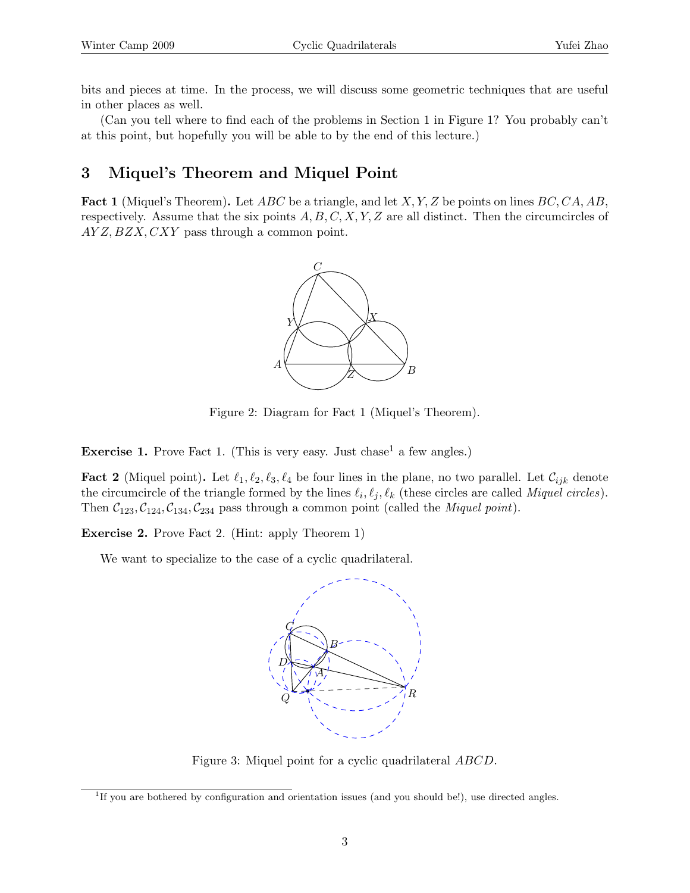bits and pieces at time. In the process, we will discuss some geometric techniques that are useful in other places as well.

(Can you tell where to find each of the problems in Section 1 in Figure 1? You probably can't at this point, but hopefully you will be able to by the end of this lecture.)

## 3 Miquel's Theorem and Miquel Point

**Fact 1** (Miquel's Theorem)**.** Let $ABC$ be a triangle, and let $X, Y, Z$ be points on lines $BC, CA, AB$, respectively. Assume that the six points $A, B, C, X, Y, Z$ are all distinct. Then the circumcircles of $AYZ, BZX, CXY$ pass through a common point.

Figure 2: Diagram for Fact 1 (Miquel's Theorem).

**Exercise 1.** Prove Fact 1. (This is very easy. Just chase[1] a few angles.)

**Fact 2** (Miquel point)**.** Let $\ell_1, \ell_2, \ell_3, \ell_4$ be four lines in the plane, no two parallel. Let $\mathcal{C}_{ijk}$ denote the circumcircle of the triangle formed by the lines $\ell_i, \ell_j, \ell_k$ (these circles are called *Miquel circles*). Then $\mathcal{C}_{123}, \mathcal{C}_{124}, \mathcal{C}_{134}, \mathcal{C}_{234}$ pass through a common point (called the *Miquel point*).

**Exercise 2.** Prove Fact 2. (Hint: apply Theorem 1)

We want to specialize to the case of a cyclic quadrilateral.

Figure 3: Miquel point for a cyclic quadrilateral $ABCD$.

[1] If you are bothered by configuration and orientation issues (and you should be!), use directed angles.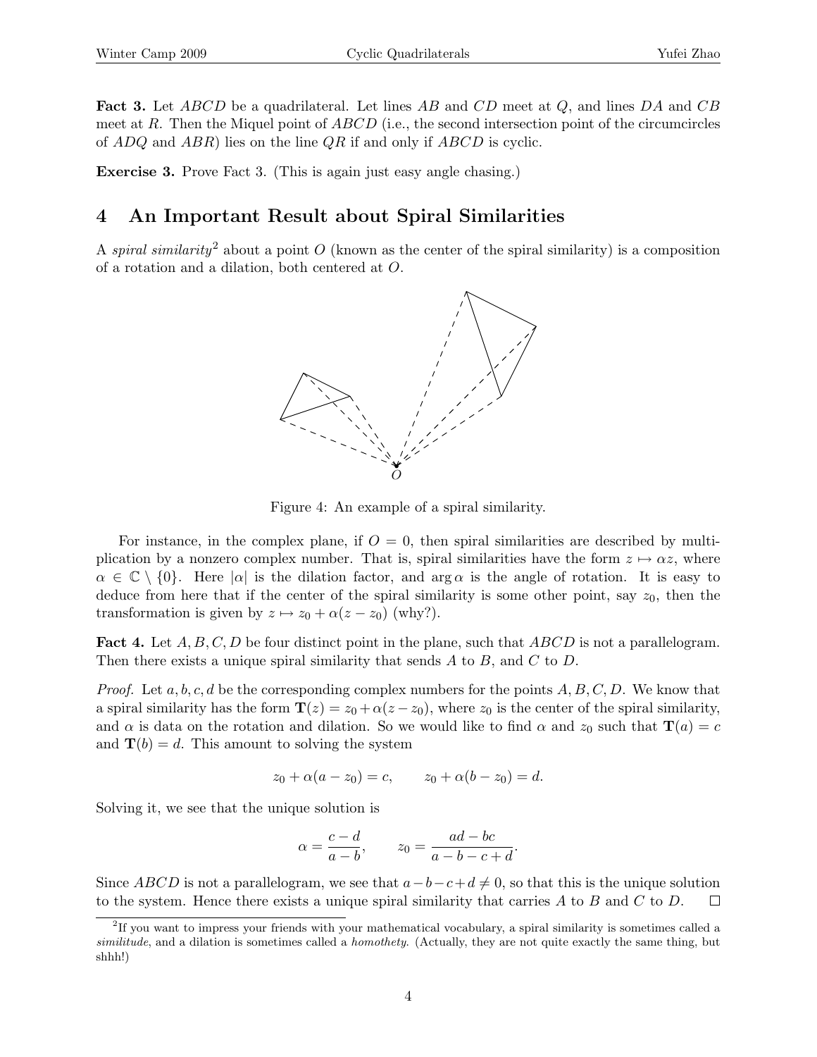**Fact 3.** Let $ABCD$ be a quadrilateral. Let lines $AB$ and $CD$ meet at $Q$, and lines $DA$ and $CB$ meet at $R$. Then the Miquel point of $ABCD$ (i.e., the second intersection point of the circumcircles of $ADQ$ and $ABR$) lies on the line $QR$ if and only if $ABCD$ is cyclic.

**Exercise 3.** Prove Fact 3. (This is again just easy angle chasing.)

## 4 An Important Result about Spiral Similarities

A *spiral similarity*[2] about a point $O$ (known as the center of the spiral similarity) is a composition of a rotation and a dilation, both centered at $O$.

Figure 4: An example of a spiral similarity.

For instance, in the complex plane, if $O = 0$, then spiral similarities are described by multiplication by a nonzero complex number. That is, spiral similarities have the form $z \mapsto \alpha z$, where $\alpha \in \mathbb{C} \setminus \{0\}$. Here $|\alpha|$ is the dilation factor, and $\arg \alpha$ is the angle of rotation. It is easy to deduce from here that if the center of the spiral similarity is some other point, say $z_0$, then the transformation is given by $z \mapsto z_0 + \alpha(z - z_0)$ (why?).

**Fact 4.** Let $A, B, C, D$ be four distinct point in the plane, such that $ABCD$ is not a parallelogram. Then there exists a unique spiral similarity that sends $A$ to $B$, and $C$ to $D$.

*Proof.* Let $a, b, c, d$ be the corresponding complex numbers for the points $A, B, C, D$. We know that a spiral similarity has the form $\mathbf{T}(z) = z_0 + \alpha(z - z_0)$, where $z_0$ is the center of the spiral similarity, and $\alpha$ is data on the rotation and dilation. So we would like to find $\alpha$ and $z_0$ such that $\mathbf{T}(a) = c$ and $\mathbf{T}(b) = d$. This amount to solving the system

$$z_0 + \alpha(a - z_0) = c, \qquad z_0 + \alpha(b - z_0) = d.$$

Solving it, we see that the unique solution is

$$\alpha = \frac{c - d}{a - b}, \qquad z_0 = \frac{ad - bc}{a - b - c + d}.$$

Since $ABCD$ is not a parallelogram, we see that $a - b - c + d \neq 0$, so that this is the unique solution to the system. Hence there exists a unique spiral similarity that carries $A$ to $B$ and $C$ to $D$. $\square$

[2] If you want to impress your friends with your mathematical vocabulary, a spiral similarity is sometimes called a *similitude*, and a dilation is sometimes called a *homothety*. (Actually, they are not quite exactly the same thing, but shhh!)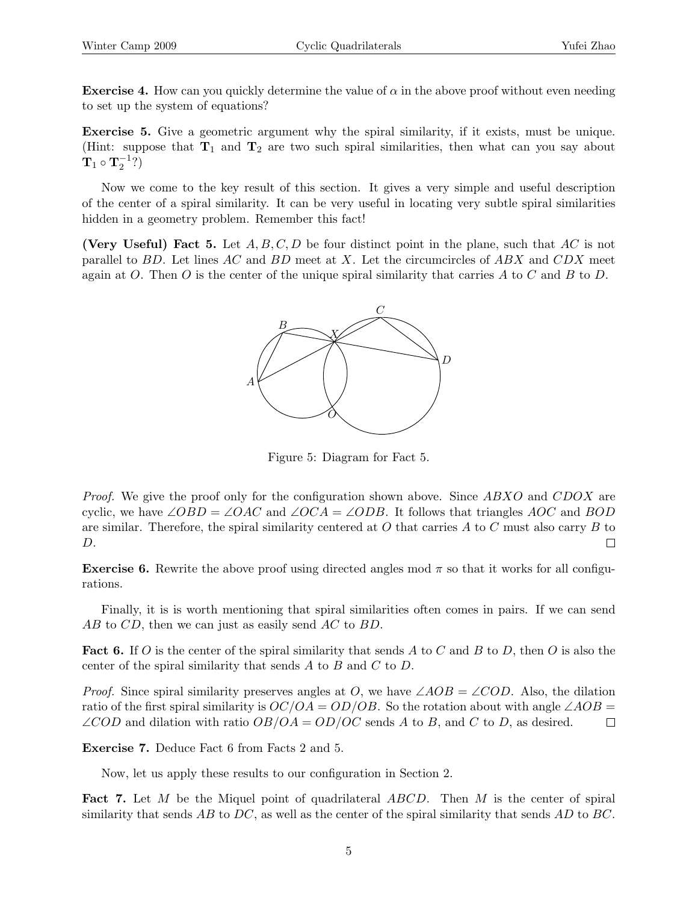**Exercise 4.** How can you quickly determine the value of $\alpha$ in the above proof without even needing to set up the system of equations?

**Exercise 5.** Give a geometric argument why the spiral similarity, if it exists, must be unique. (Hint: suppose that $\mathbf{T}_1$ and $\mathbf{T}_2$ are two such spiral similarities, then what can you say about $\mathbf{T}_1 \circ \mathbf{T}_2^{-1}$?)

Now we come to the key result of this section. It gives a very simple and useful description of the center of a spiral similarity. It can be very useful in locating very subtle spiral similarities hidden in a geometry problem. Remember this fact!

**(Very Useful) Fact 5.** Let $A, B, C, D$ be four distinct point in the plane, such that $AC$ is not parallel to $BD$. Let lines $AC$ and $BD$ meet at $X$. Let the circumcircles of $ABX$ and $CDX$ meet again at $O$. Then $O$ is the center of the unique spiral similarity that carries $A$ to $C$ and $B$ to $D$.

Figure 5: Diagram for Fact 5.

*Proof.* We give the proof only for the configuration shown above. Since $ABXO$ and $CDOX$ are cyclic, we have $\angle OBD = \angle OAC$ and $\angle OCA = \angle ODB$. It follows that triangles $AOC$ and $BOD$ are similar. Therefore, the spiral similarity centered at $O$ that carries $A$ to $C$ must also carry $B$ to $D$. □

**Exercise 6.** Rewrite the above proof using directed angles mod $\pi$ so that it works for all configurations.

Finally, it is is worth mentioning that spiral similarities often comes in pairs. If we can send $AB$ to $CD$, then we can just as easily send $AC$ to $BD$.

**Fact 6.** If $O$ is the center of the spiral similarity that sends $A$ to $C$ and $B$ to $D$, then $O$ is also the center of the spiral similarity that sends $A$ to $B$ and $C$ to $D$.

*Proof.* Since spiral similarity preserves angles at $O$, we have $\angle AOB = \angle COD$. Also, the dilation ratio of the first spiral similarity is $OC/OA = OD/OB$. So the rotation about with angle $\angle AOB = \angle COD$ and dilation with ratio $OB/OA = OD/OC$ sends $A$ to $B$, and $C$ to $D$, as desired. □

**Exercise 7.** Deduce Fact 6 from Facts 2 and 5.

Now, let us apply these results to our configuration in Section 2.

**Fact 7.** Let $M$ be the Miquel point of quadrilateral $ABCD$. Then $M$ is the center of spiral similarity that sends $AB$ to $DC$, as well as the center of the spiral similarity that sends $AD$ to $BC$.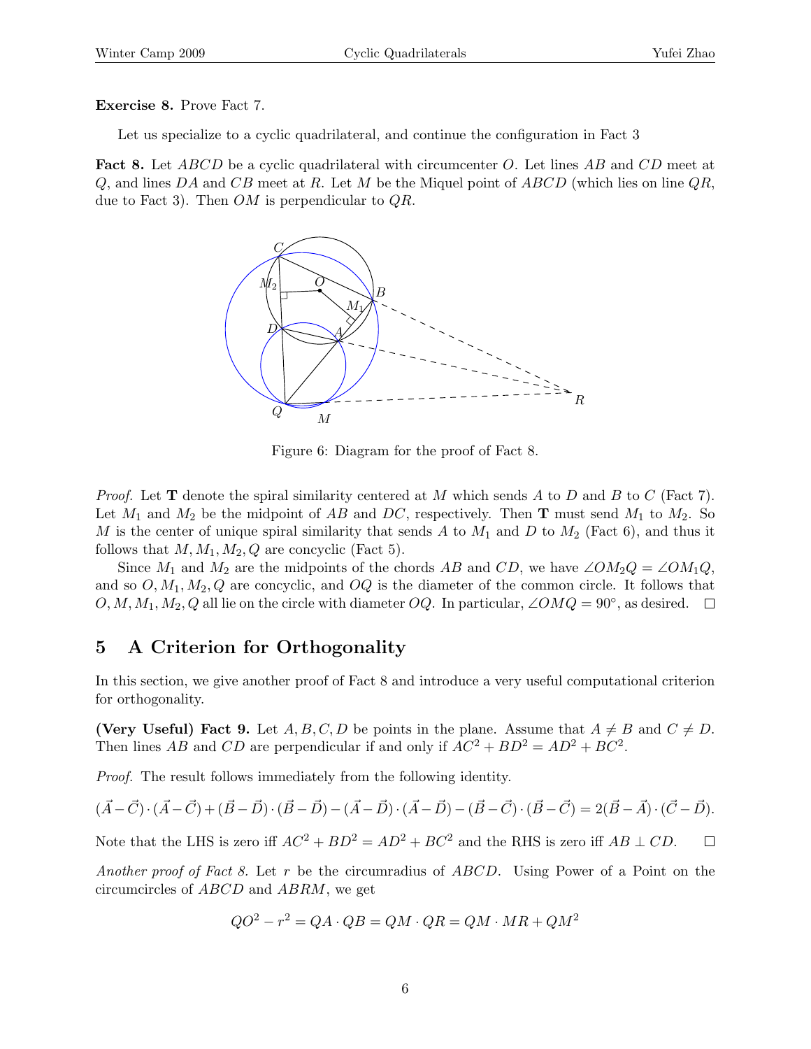**Exercise 8.** Prove Fact 7.

Let us specialize to a cyclic quadrilateral, and continue the configuration in Fact 3

**Fact 8.** Let $ABCD$ be a cyclic quadrilateral with circumcenter $O$. Let lines $AB$ and $CD$ meet at $Q$, and lines $DA$ and $CB$ meet at $R$. Let $M$ be the Miquel point of $ABCD$ (which lies on line $QR$, due to Fact 3). Then $OM$ is perpendicular to $QR$.

Figure 6: Diagram for the proof of Fact 8.

*Proof.* Let $\mathbf{T}$ denote the spiral similarity centered at $M$ which sends $A$ to $D$ and $B$ to $C$ (Fact 7). Let $M_1$ and $M_2$ be the midpoint of $AB$ and $DC$, respectively. Then $\mathbf{T}$ must send $M_1$ to $M_2$. So $M$ is the center of unique spiral similarity that sends $A$ to $M_1$ and $D$ to $M_2$ (Fact 6), and thus it follows that $M, M_1, M_2, Q$ are concyclic (Fact 5).

Since $M_1$ and $M_2$ are the midpoints of the chords $AB$ and $CD$, we have $\angle OM_2Q = \angle OM_1Q$, and so $O, M_1, M_2, Q$ are concyclic, and $OQ$ is the diameter of the common circle. It follows that $O, M, M_1, M_2, Q$ all lie on the circle with diameter $OQ$. In particular, $\angle OMQ = 90^\circ$, as desired. □

## 5 A Criterion for Orthogonality

In this section, we give another proof of Fact 8 and introduce a very useful computational criterion for orthogonality.

**(Very Useful) Fact 9.** Let $A, B, C, D$ be points in the plane. Assume that $A \neq B$ and $C \neq D$. Then lines $AB$ and $CD$ are perpendicular if and only if $AC^2 + BD^2 = AD^2 + BC^2$.

*Proof.* The result follows immediately from the following identity.

$$(\vec{A}-\vec{C})\cdot(\vec{A}-\vec{C})+(\vec{B}-\vec{D})\cdot(\vec{B}-\vec{D})-(\vec{A}-\vec{D})\cdot(\vec{A}-\vec{D})-(\vec{B}-\vec{C})\cdot(\vec{B}-\vec{C}) = 2(\vec{B}-\vec{A})\cdot(\vec{C}-\vec{D}).$$

Note that the LHS is zero iff $AC^2 + BD^2 = AD^2 + BC^2$ and the RHS is zero iff $AB \perp CD$. □

*Another proof of Fact 8.* Let $r$ be the circumradius of $ABCD$. Using Power of a Point on the circumcircles of $ABCD$ and $ABRM$, we get

$$QO^2 - r^2 = QA \cdot QB = QM \cdot QR = QM \cdot MR + QM^2$$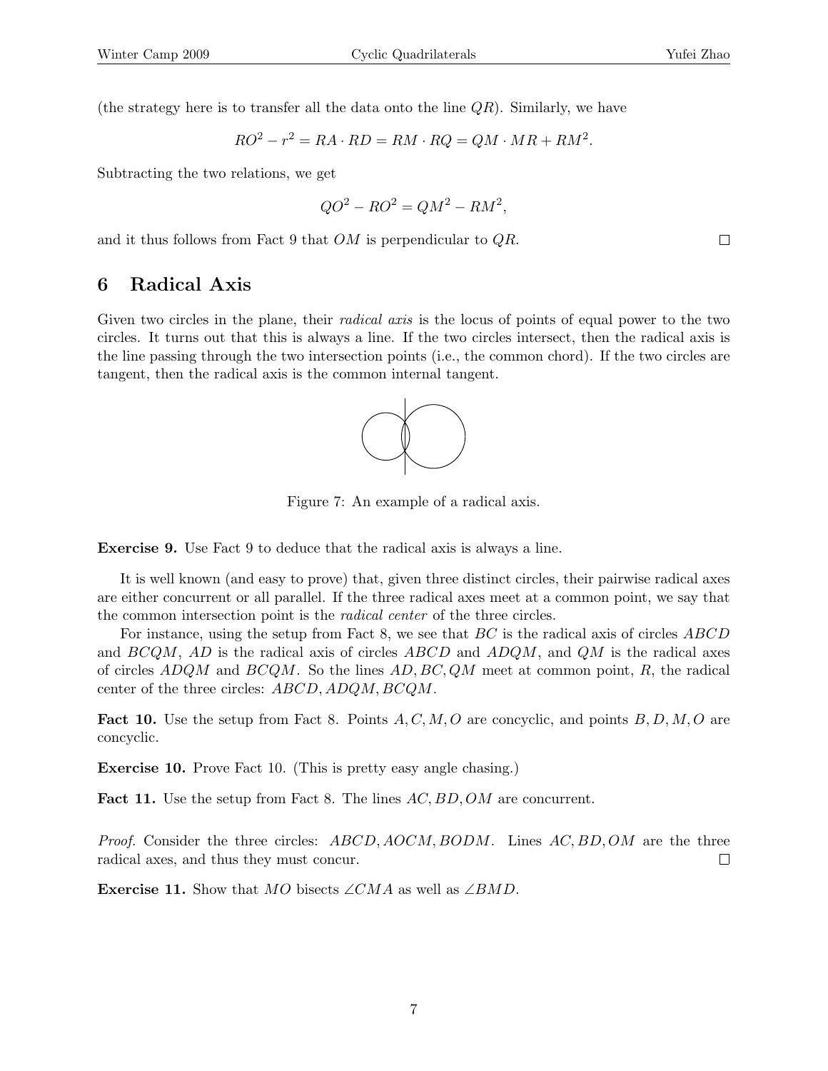(the strategy here is to transfer all the data onto the line $QR$). Similarly, we have

$$RO^2 - r^2 = RA \cdot RD = RM \cdot RQ = QM \cdot MR + RM^2.$$

Subtracting the two relations, we get

$$QO^2 - RO^2 = QM^2 - RM^2,$$

and it thus follows from Fact 9 that $OM$ is perpendicular to $QR$. □

## 6 Radical Axis

Given two circles in the plane, their *radical axis* is the locus of points of equal power to the two circles. It turns out that this is always a line. If the two circles intersect, then the radical axis is the line passing through the two intersection points (i.e., the common chord). If the two circles are tangent, then the radical axis is the common internal tangent.

Figure 7: An example of a radical axis.

**Exercise 9.** Use Fact 9 to deduce that the radical axis is always a line.

It is well known (and easy to prove) that, given three distinct circles, their pairwise radical axes are either concurrent or all parallel. If the three radical axes meet at a common point, we say that the common intersection point is the *radical center* of the three circles.

For instance, using the setup from Fact 8, we see that $BC$ is the radical axis of circles $ABCD$ and $BCQM$, $AD$ is the radical axis of circles $ABCD$ and $ADQM$, and $QM$ is the radical axes of circles $ADQM$ and $BCQM$. So the lines $AD, BC, QM$ meet at common point, $R$, the radical center of the three circles: $ABCD, ADQM, BCQM$.

**Fact 10.** Use the setup from Fact 8. Points $A, C, M, O$ are concyclic, and points $B, D, M, O$ are concyclic.

**Exercise 10.** Prove Fact 10. (This is pretty easy angle chasing.)

**Fact 11.** Use the setup from Fact 8. The lines $AC, BD, OM$ are concurrent.

*Proof.* Consider the three circles: $ABCD, AOCM, BODM$. Lines $AC, BD, OM$ are the three radical axes, and thus they must concur. □

**Exercise 11.** Show that $MO$ bisects $\angle CMA$ as well as $\angle BMD$.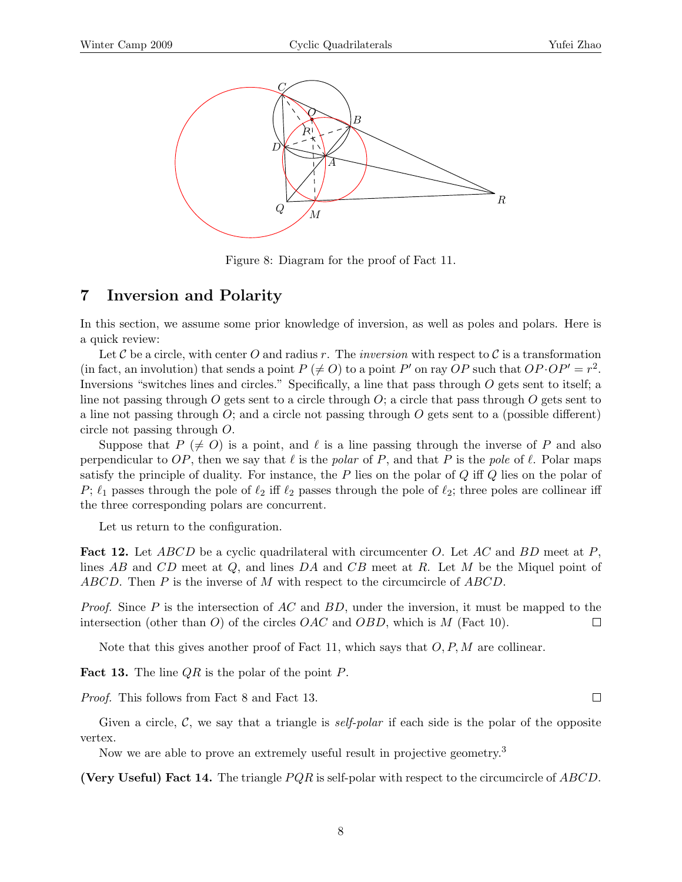Figure 8: Diagram for the proof of Fact 11.

## 7 Inversion and Polarity

In this section, we assume some prior knowledge of inversion, as well as poles and polars. Here is a quick review:

Let $\mathcal{C}$ be a circle, with center $O$ and radius $r$. The *inversion* with respect to $\mathcal{C}$ is a transformation (in fact, an involution) that sends a point $P$ ($\neq O$) to a point $P'$ on ray $OP$ such that $OP \cdot OP' = r^2$. Inversions "switches lines and circles." Specifically, a line that pass through $O$ gets sent to itself; a line not passing through $O$ gets sent to a circle through $O$; a circle that pass through $O$ gets sent to a line not passing through $O$; and a circle not passing through $O$ gets sent to a (possible different) circle not passing through $O$.

Suppose that $P$ ($\neq O$) is a point, and $\ell$ is a line passing through the inverse of $P$ and also perpendicular to $OP$, then we say that $\ell$ is the *polar* of $P$, and that $P$ is the *pole* of $\ell$. Polar maps satisfy the principle of duality. For instance, the $P$ lies on the polar of $Q$ iff $Q$ lies on the polar of $P$; $\ell_1$ passes through the pole of $\ell_2$ iff $\ell_2$ passes through the pole of $\ell_2$; three poles are collinear iff the three corresponding polars are concurrent.

Let us return to the configuration.

**Fact 12.** Let $ABCD$ be a cyclic quadrilateral with circumcenter $O$. Let $AC$ and $BD$ meet at $P$, lines $AB$ and $CD$ meet at $Q$, and lines $DA$ and $CB$ meet at $R$. Let $M$ be the Miquel point of $ABCD$. Then $P$ is the inverse of $M$ with respect to the circumcircle of $ABCD$.

*Proof.* Since $P$ is the intersection of $AC$ and $BD$, under the inversion, it must be mapped to the intersection (other than $O$) of the circles $OAC$ and $OBD$, which is $M$ (Fact 10). $\square$

Note that this gives another proof of Fact 11, which says that $O, P, M$ are collinear.

**Fact 13.** The line $QR$ is the polar of the point $P$.

*Proof.* This follows from Fact 8 and Fact 13. $\square$

Given a circle, $\mathcal{C}$, we say that a triangle is *self-polar* if each side is the polar of the opposite vertex.

Now we are able to prove an extremely useful result in projective geometry.[3]

**(Very Useful) Fact 14.** The triangle $PQR$ is self-polar with respect to the circumcircle of $ABCD$.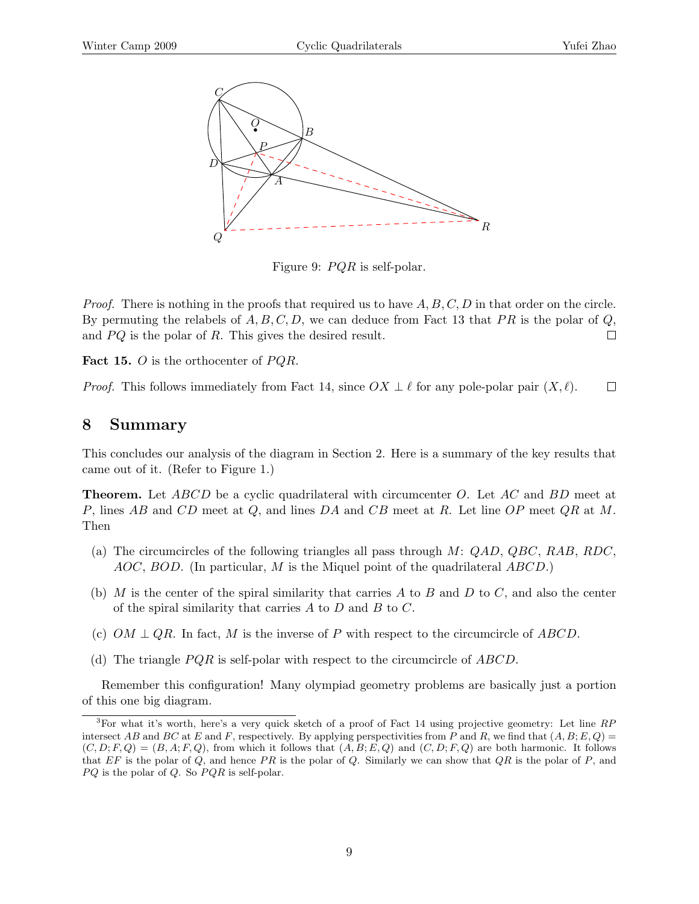Figure 9: $PQR$ is self-polar.

*Proof.* There is nothing in the proofs that required us to have $A, B, C, D$ in that order on the circle. By permuting the relabels of $A, B, C, D$, we can deduce from Fact 13 that $PR$ is the polar of $Q$, and $PQ$ is the polar of $R$. This gives the desired result. □

**Fact 15.** $O$ is the orthocenter of $PQR$.

*Proof.* This follows immediately from Fact 14, since $OX \perp \ell$ for any pole-polar pair $(X, \ell)$. □

## 8 Summary

This concludes our analysis of the diagram in Section 2. Here is a summary of the key results that came out of it. (Refer to Figure 1.)

**Theorem.** Let $ABCD$ be a cyclic quadrilateral with circumcenter $O$. Let $AC$ and $BD$ meet at $P$, lines $AB$ and $CD$ meet at $Q$, and lines $DA$ and $CB$ meet at $R$. Let line $OP$ meet $QR$ at $M$. Then

(a) The circumcircles of the following triangles all pass through $M$: $QAD$, $QBC$, $RAB$, $RDC$, $AOC$, $BOD$. (In particular, $M$ is the Miquel point of the quadrilateral $ABCD$.)

(b) $M$ is the center of the spiral similarity that carries $A$ to $B$ and $D$ to $C$, and also the center of the spiral similarity that carries $A$ to $D$ and $B$ to $C$.

(c) $OM \perp QR$. In fact, $M$ is the inverse of $P$ with respect to the circumcircle of $ABCD$.

(d) The triangle $PQR$ is self-polar with respect to the circumcircle of $ABCD$.

Remember this configuration! Many olympiad geometry problems are basically just a portion of this one big diagram.

---

[3] For what it's worth, here's a very quick sketch of a proof of Fact 14 using projective geometry: Let line $RP$ intersect $AB$ and $BC$ at $E$ and $F$, respectively. By applying perspectivities from $P$ and $R$, we find that $(A, B; E, Q) = (C, D; F, Q) = (B, A; F, Q)$, from which it follows that $(A, B; E, Q)$ and $(C, D; F, Q)$ are both harmonic. It follows that $EF$ is the polar of $Q$, and hence $PR$ is the polar of $Q$. Similarly we can show that $QR$ is the polar of $P$, and $PQ$ is the polar of $Q$. So $PQR$ is self-polar.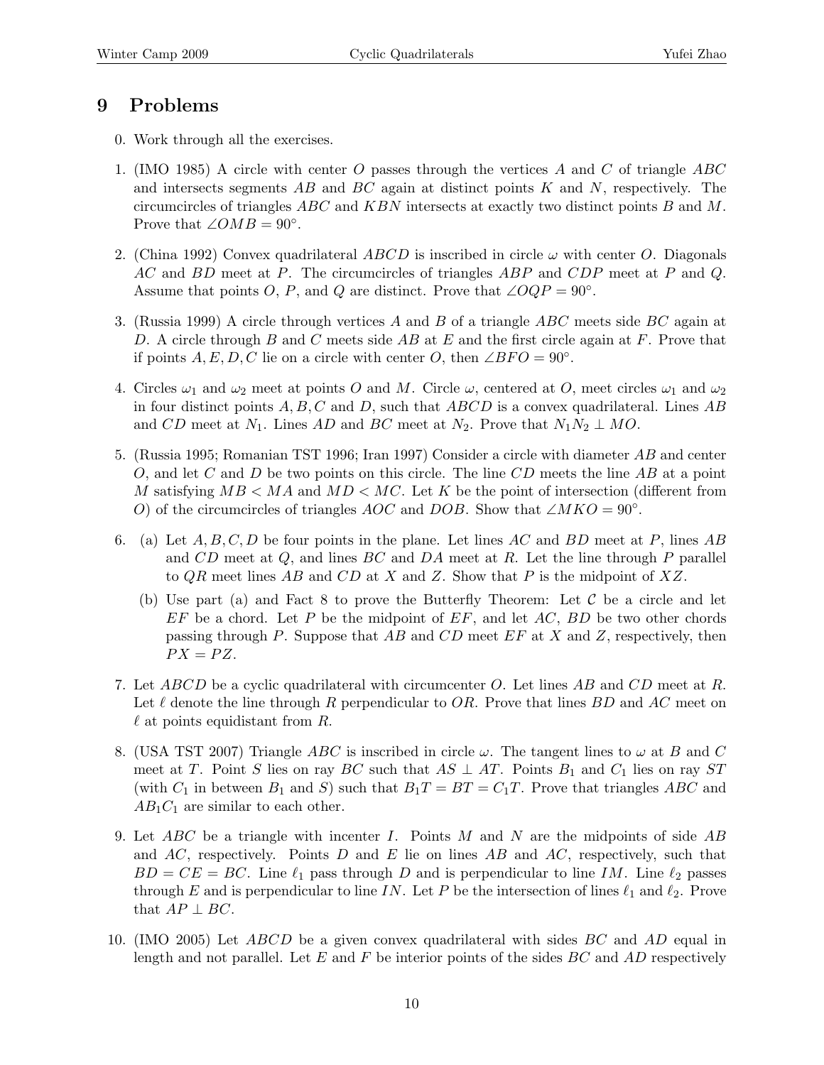## 9 Problems

0. Work through all the exercises.

1. (IMO 1985) A circle with center $O$ passes through the vertices $A$ and $C$ of triangle $ABC$ and intersects segments $AB$ and $BC$ again at distinct points $K$ and $N$, respectively. The circumcircles of triangles $ABC$ and $KBN$ intersects at exactly two distinct points $B$ and $M$. Prove that $\angle OMB = 90^\circ$.

2. (China 1992) Convex quadrilateral $ABCD$ is inscribed in circle $\omega$ with center $O$. Diagonals $AC$ and $BD$ meet at $P$. The circumcircles of triangles $ABP$ and $CDP$ meet at $P$ and $Q$. Assume that points $O$, $P$, and $Q$ are distinct. Prove that $\angle OQP = 90^\circ$.

3. (Russia 1999) A circle through vertices $A$ and $B$ of a triangle $ABC$ meets side $BC$ again at $D$. A circle through $B$ and $C$ meets side $AB$ at $E$ and the first circle again at $F$. Prove that if points $A, E, D, C$ lie on a circle with center $O$, then $\angle BFO = 90^\circ$.

4. Circles $\omega_1$ and $\omega_2$ meet at points $O$ and $M$. Circle $\omega$, centered at $O$, meet circles $\omega_1$ and $\omega_2$ in four distinct points $A, B, C$ and $D$, such that $ABCD$ is a convex quadrilateral. Lines $AB$ and $CD$ meet at $N_1$. Lines $AD$ and $BC$ meet at $N_2$. Prove that $N_1N_2 \perp MO$.

5. (Russia 1995; Romanian TST 1996; Iran 1997) Consider a circle with diameter $AB$ and center $O$, and let $C$ and $D$ be two points on this circle. The line $CD$ meets the line $AB$ at a point $M$ satisfying $MB < MA$ and $MD < MC$. Let $K$ be the point of intersection (different from $O$) of the circumcircles of triangles $AOC$ and $DOB$. Show that $\angle MKO = 90^\circ$.

6. (a) Let $A, B, C, D$ be four points in the plane. Let lines $AC$ and $BD$ meet at $P$, lines $AB$ and $CD$ meet at $Q$, and lines $BC$ and $DA$ meet at $R$. Let the line through $P$ parallel to $QR$ meet lines $AB$ and $CD$ at $X$ and $Z$. Show that $P$ is the midpoint of $XZ$.

   (b) Use part (a) and Fact 8 to prove the Butterfly Theorem: Let $\mathcal{C}$ be a circle and let $EF$ be a chord. Let $P$ be the midpoint of $EF$, and let $AC$, $BD$ be two other chords passing through $P$. Suppose that $AB$ and $CD$ meet $EF$ at $X$ and $Z$, respectively, then $PX = PZ$.

7. Let $ABCD$ be a cyclic quadrilateral with circumcenter $O$. Let lines $AB$ and $CD$ meet at $R$. Let $\ell$ denote the line through $R$ perpendicular to $OR$. Prove that lines $BD$ and $AC$ meet on $\ell$ at points equidistant from $R$.

8. (USA TST 2007) Triangle $ABC$ is inscribed in circle $\omega$. The tangent lines to $\omega$ at $B$ and $C$ meet at $T$. Point $S$ lies on ray $BC$ such that $AS \perp AT$. Points $B_1$ and $C_1$ lies on ray $ST$ (with $C_1$ in between $B_1$ and $S$) such that $B_1T = BT = C_1T$. Prove that triangles $ABC$ and $AB_1C_1$ are similar to each other.

9. Let $ABC$ be a triangle with incenter $I$. Points $M$ and $N$ are the midpoints of side $AB$ and $AC$, respectively. Points $D$ and $E$ lie on lines $AB$ and $AC$, respectively, such that $BD = CE = BC$. Line $\ell_1$ pass through $D$ and is perpendicular to line $IM$. Line $\ell_2$ passes through $E$ and is perpendicular to line $IN$. Let $P$ be the intersection of lines $\ell_1$ and $\ell_2$. Prove that $AP \perp BC$.

10. (IMO 2005) Let $ABCD$ be a given convex quadrilateral with sides $BC$ and $AD$ equal in length and not parallel. Let $E$ and $F$ be interior points of the sides $BC$ and $AD$ respectively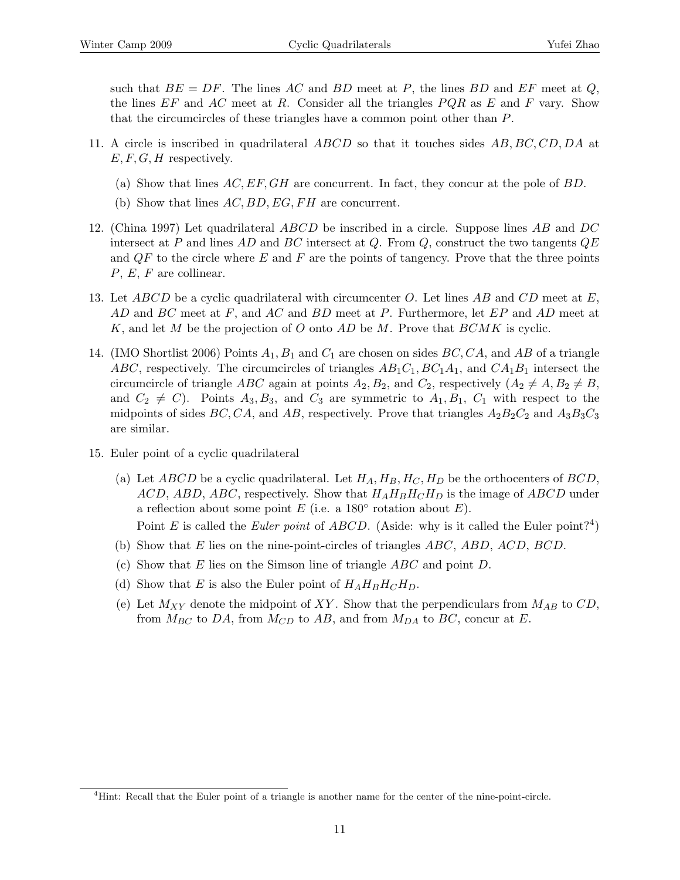such that $BE = DF$. The lines $AC$ and $BD$ meet at $P$, the lines $BD$ and $EF$ meet at $Q$, the lines $EF$ and $AC$ meet at $R$. Consider all the triangles $PQR$ as $E$ and $F$ vary. Show that the circumcircles of these triangles have a common point other than $P$.

11. A circle is inscribed in quadrilateral $ABCD$ so that it touches sides $AB, BC, CD, DA$ at $E, F, G, H$ respectively.

    (a) Show that lines $AC, EF, GH$ are concurrent. In fact, they concur at the pole of $BD$.

    (b) Show that lines $AC, BD, EG, FH$ are concurrent.

12. (China 1997) Let quadrilateral $ABCD$ be inscribed in a circle. Suppose lines $AB$ and $DC$ intersect at $P$ and lines $AD$ and $BC$ intersect at $Q$. From $Q$, construct the two tangents $QE$ and $QF$ to the circle where $E$ and $F$ are the points of tangency. Prove that the three points $P$, $E$, $F$ are collinear.

13. Let $ABCD$ be a cyclic quadrilateral with circumcenter $O$. Let lines $AB$ and $CD$ meet at $E$, $AD$ and $BC$ meet at $F$, and $AC$ and $BD$ meet at $P$. Furthermore, let $EP$ and $AD$ meet at $K$, and let $M$ be the projection of $O$ onto $AD$ be $M$. Prove that $BCMK$ is cyclic.

14. (IMO Shortlist 2006) Points $A_1, B_1$ and $C_1$ are chosen on sides $BC, CA$, and $AB$ of a triangle $ABC$, respectively. The circumcircles of triangles $AB_1C_1$, $BC_1A_1$, and $CA_1B_1$ intersect the circumcircle of triangle $ABC$ again at points $A_2, B_2$, and $C_2$, respectively ($A_2 \neq A, B_2 \neq B$, and $C_2 \neq C$). Points $A_3, B_3$, and $C_3$ are symmetric to $A_1, B_1$, $C_1$ with respect to the midpoints of sides $BC, CA$, and $AB$, respectively. Prove that triangles $A_2B_2C_2$ and $A_3B_3C_3$ are similar.

15. Euler point of a cyclic quadrilateral

    (a) Let $ABCD$ be a cyclic quadrilateral. Let $H_A, H_B, H_C, H_D$ be the orthocenters of $BCD$, $ACD$, $ABD$, $ABC$, respectively. Show that $H_AH_BH_CH_D$ is the image of $ABCD$ under a reflection about some point $E$ (i.e. a 180° rotation about $E$).

       Point $E$ is called the *Euler point* of $ABCD$. (Aside: why is it called the Euler point?[4])

    (b) Show that $E$ lies on the nine-point-circles of triangles $ABC$, $ABD$, $ACD$, $BCD$.

    (c) Show that $E$ lies on the Simson line of triangle $ABC$ and point $D$.

    (d) Show that $E$ is also the Euler point of $H_AH_BH_CH_D$.

    (e) Let $M_{XY}$ denote the midpoint of $XY$. Show that the perpendiculars from $M_{AB}$ to $CD$, from $M_{BC}$ to $DA$, from $M_{CD}$ to $AB$, and from $M_{DA}$ to $BC$, concur at $E$.

[4] Hint: Recall that the Euler point of a triangle is another name for the center of the nine-point-circle.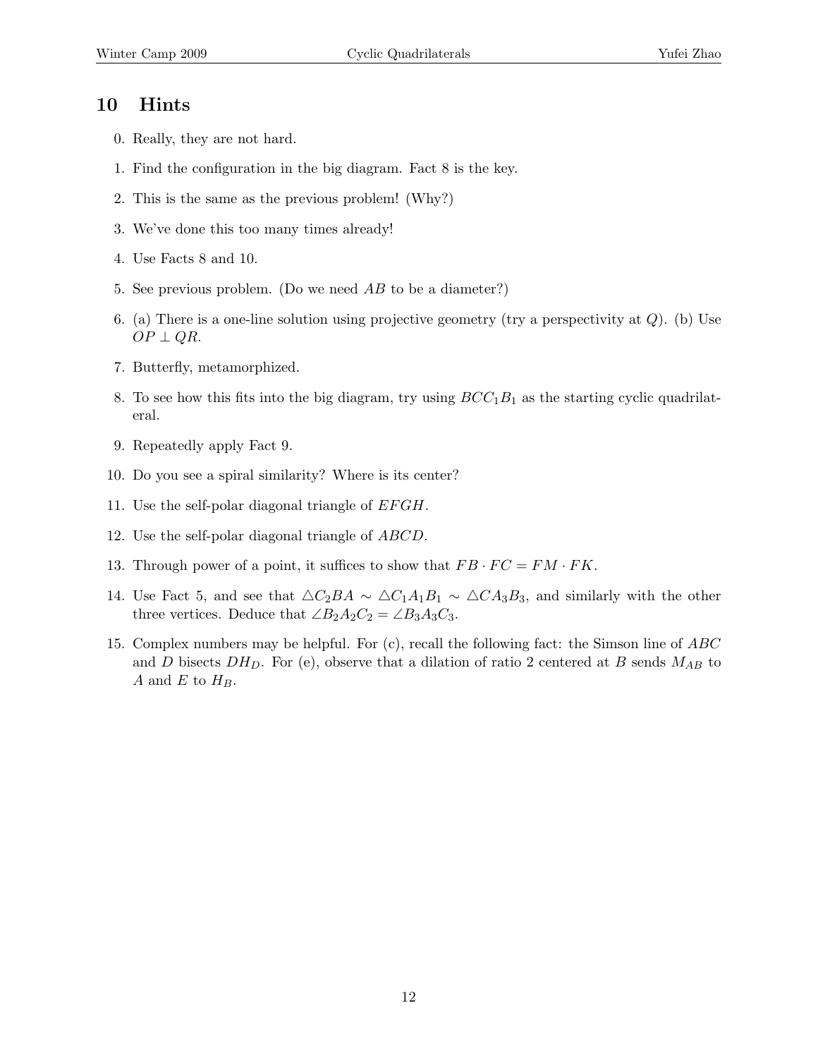## 10 Hints

0. Really, they are not hard.
1. Find the configuration in the big diagram. Fact 8 is the key.
2. This is the same as the previous problem! (Why?)
3. We've done this too many times already!
4. Use Facts 8 and 10.
5. See previous problem. (Do we need $AB$ to be a diameter?)
6. (a) There is a one-line solution using projective geometry (try a perspectivity at $Q$). (b) Use $OP \perp QR$.
7. Butterfly, metamorphized.
8. To see how this fits into the big diagram, try using $BCC_1B_1$ as the starting cyclic quadrilateral.
9. Repeatedly apply Fact 9.
10. Do you see a spiral similarity? Where is its center?
11. Use the self-polar diagonal triangle of $EFGH$.
12. Use the self-polar diagonal triangle of $ABCD$.
13. Through power of a point, it suffices to show that $FB \cdot FC = FM \cdot FK$.
14. Use Fact 5, and see that $\triangle C_2BA \sim \triangle C_1A_1B_1 \sim \triangle CA_3B_3$, and similarly with the other three vertices. Deduce that $\angle B_2A_2C_2 = \angle B_3A_3C_3$.
15. Complex numbers may be helpful. For (c), recall the following fact: the Simson line of $ABC$ and $D$ bisects $DH_D$. For (e), observe that a dilation of ratio 2 centered at $B$ sends $M_{AB}$ to $A$ and $E$ to $H_B$.